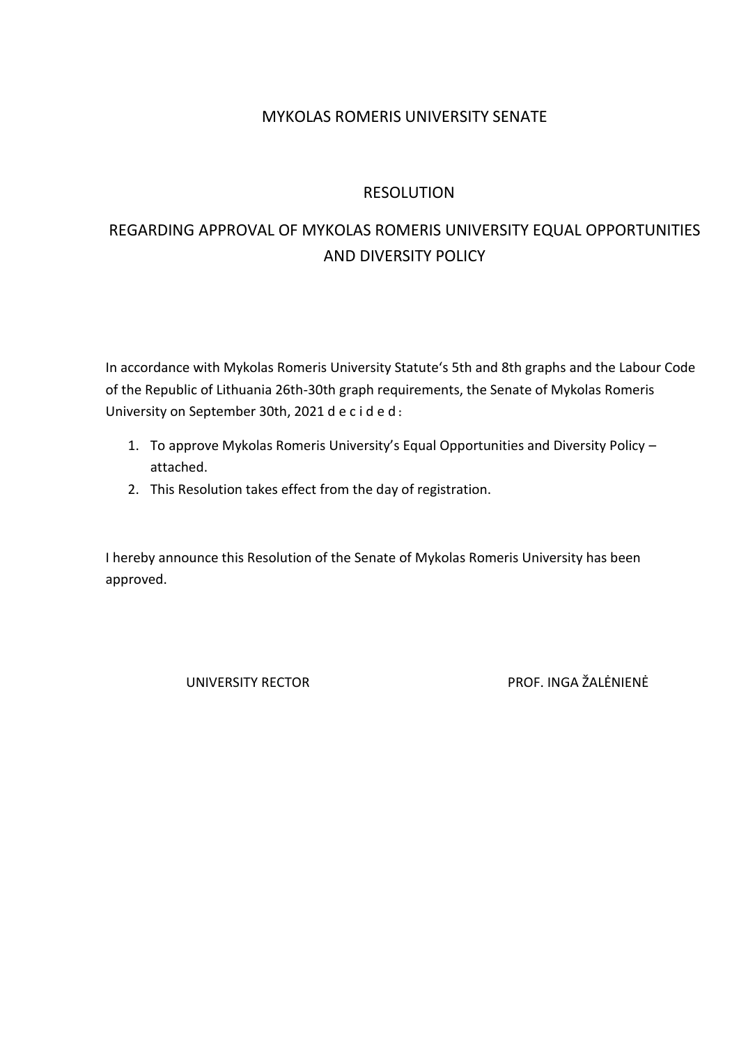# MYKOLAS ROMERIS UNIVERSITY SENATE

## RESOLUTION

## REGARDING APPROVAL OF MYKOLAS ROMERIS UNIVERSITY EQUAL OPPORTUNITIES AND DIVERSITY POLICY

In accordance with Mykolas Romeris University Statute's 5th and 8th graphs and the Labour Code of the Republic of Lithuania 26th-30th graph requirements, the Senate of Mykolas Romeris University on September 30th, 2021 d e c i d e d :

1. To approve Mykolas Romeris University's Equal Opportunities and Diversity Policy – attached.
2. This Resolution takes effect from the day of registration.

I hereby announce this Resolution of the Senate of Mykolas Romeris University has been approved.

UNIVERSITY RECTOR PROF. INGA ŽALĖNIENĖ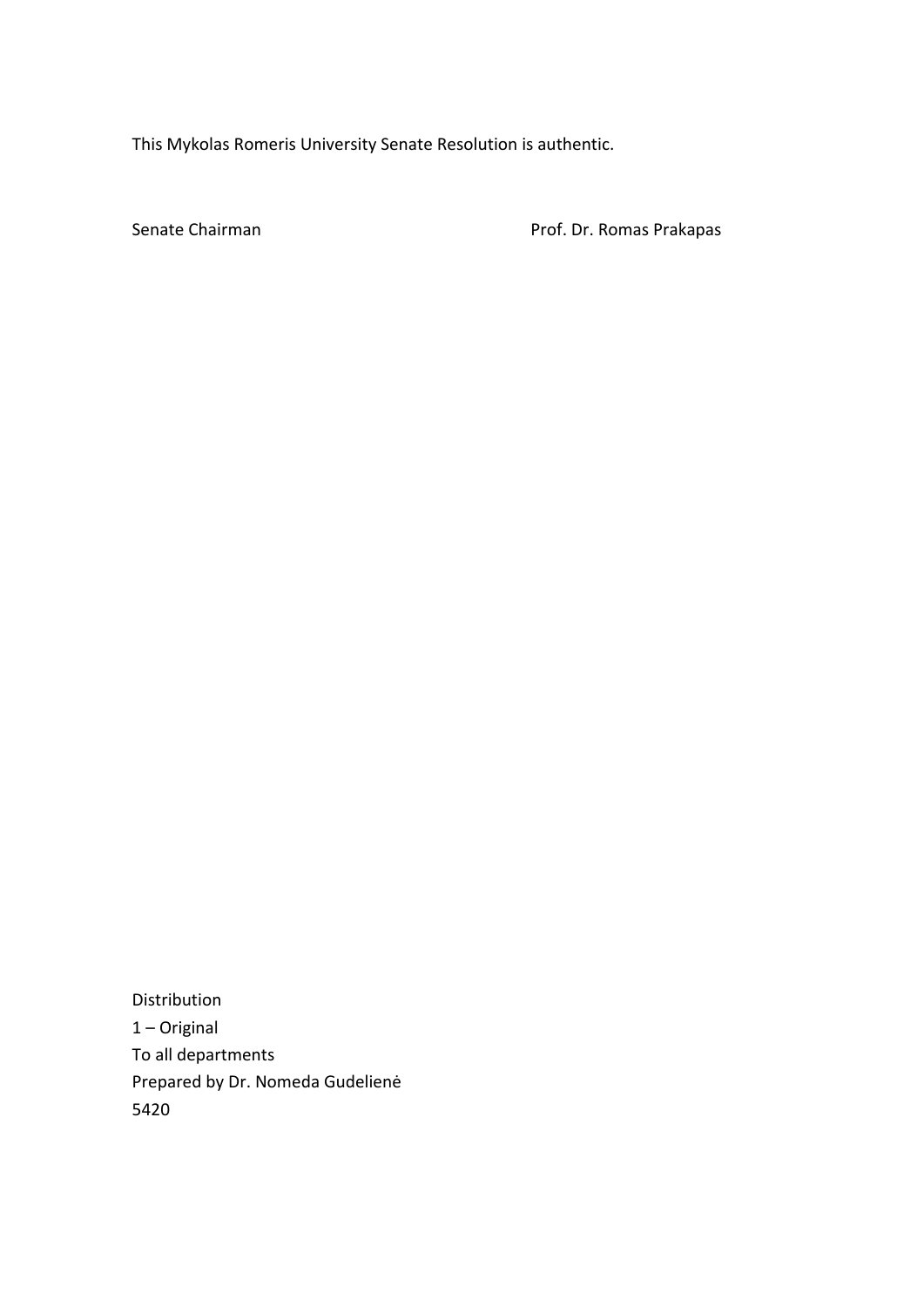This Mykolas Romeris University Senate Resolution is authentic.

Senate Chairman Prof. Dr. Romas Prakapas

Distribution  
1 – Original  
To all departments  
Prepared by Dr. Nomeda Gudelienė  
5420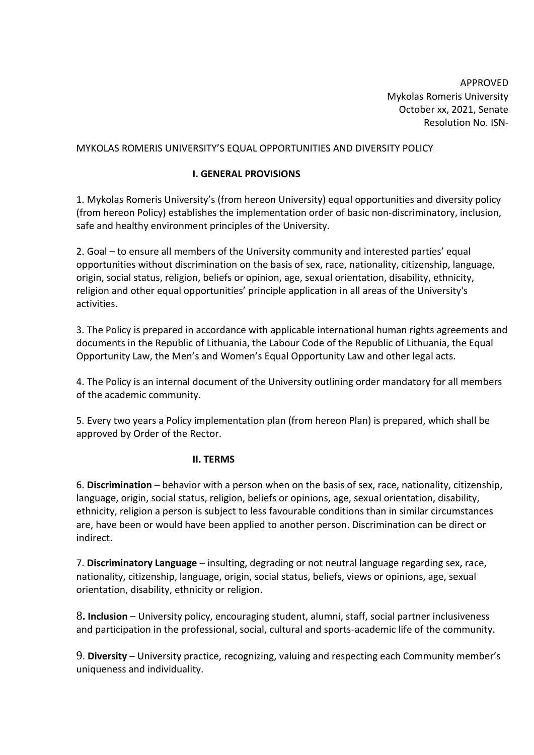APPROVED
Mykolas Romeris University
October xx, 2021, Senate
Resolution No. ISN-

MYKOLAS ROMERIS UNIVERSITY'S EQUAL OPPORTUNITIES AND DIVERSITY POLICY

## I. GENERAL PROVISIONS

1. Mykolas Romeris University's (from hereon University) equal opportunities and diversity policy (from hereon Policy) establishes the implementation order of basic non-discriminatory, inclusion, safe and healthy environment principles of the University.

2. Goal – to ensure all members of the University community and interested parties' equal opportunities without discrimination on the basis of sex, race, nationality, citizenship, language, origin, social status, religion, beliefs or opinion, age, sexual orientation, disability, ethnicity, religion and other equal opportunities' principle application in all areas of the University's activities.

3. The Policy is prepared in accordance with applicable international human rights agreements and documents in the Republic of Lithuania, the Labour Code of the Republic of Lithuania, the Equal Opportunity Law, the Men's and Women's Equal Opportunity Law and other legal acts.

4. The Policy is an internal document of the University outlining order mandatory for all members of the academic community.

5. Every two years a Policy implementation plan (from hereon Plan) is prepared, which shall be approved by Order of the Rector.

## II. TERMS

6. **Discrimination** – behavior with a person when on the basis of sex, race, nationality, citizenship, language, origin, social status, religion, beliefs or opinions, age, sexual orientation, disability, ethnicity, religion a person is subject to less favourable conditions than in similar circumstances are, have been or would have been applied to another person. Discrimination can be direct or indirect.

7. **Discriminatory Language** – insulting, degrading or not neutral language regarding sex, race, nationality, citizenship, language, origin, social status, beliefs, views or opinions, age, sexual orientation, disability, ethnicity or religion.

8**. Inclusion** – University policy, encouraging student, alumni, staff, social partner inclusiveness and participation in the professional, social, cultural and sports-academic life of the community.

9. **Diversity** – University practice, recognizing, valuing and respecting each Community member's uniqueness and individuality.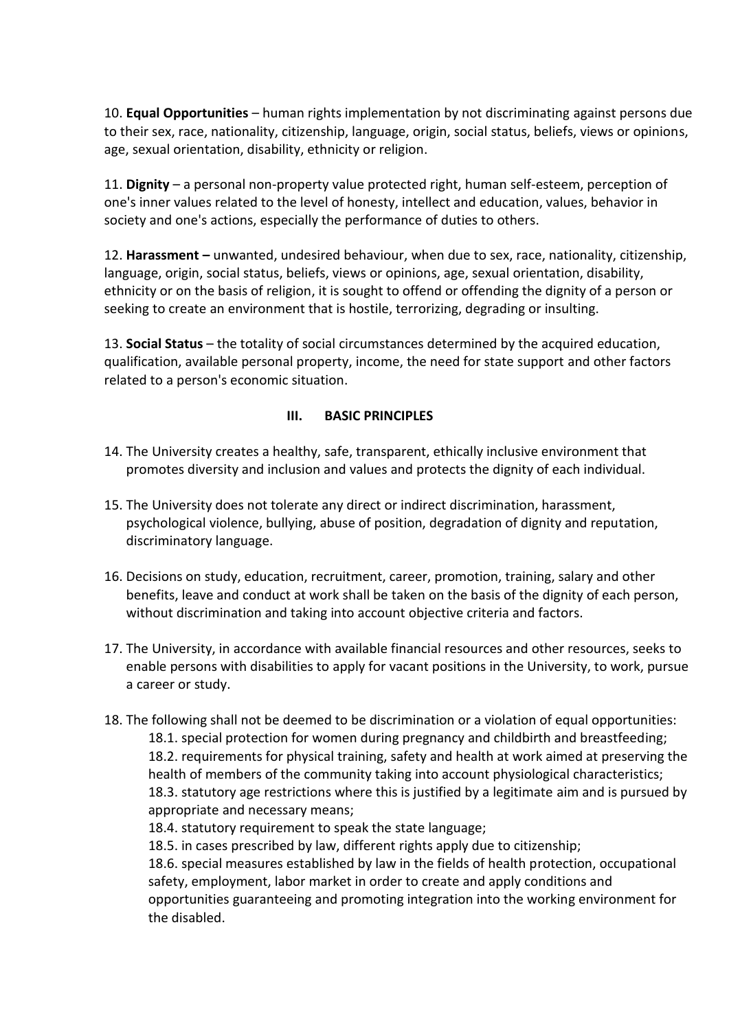10. **Equal Opportunities** – human rights implementation by not discriminating against persons due to their sex, race, nationality, citizenship, language, origin, social status, beliefs, views or opinions, age, sexual orientation, disability, ethnicity or religion.

11. **Dignity** – a personal non-property value protected right, human self-esteem, perception of one's inner values related to the level of honesty, intellect and education, values, behavior in society and one's actions, especially the performance of duties to others.

12. **Harassment –** unwanted, undesired behaviour, when due to sex, race, nationality, citizenship, language, origin, social status, beliefs, views or opinions, age, sexual orientation, disability, ethnicity or on the basis of religion, it is sought to offend or offending the dignity of a person or seeking to create an environment that is hostile, terrorizing, degrading or insulting.

13. **Social Status** – the totality of social circumstances determined by the acquired education, qualification, available personal property, income, the need for state support and other factors related to a person's economic situation.

## III. BASIC PRINCIPLES

14. The University creates a healthy, safe, transparent, ethically inclusive environment that promotes diversity and inclusion and values and protects the dignity of each individual.

15. The University does not tolerate any direct or indirect discrimination, harassment, psychological violence, bullying, abuse of position, degradation of dignity and reputation, discriminatory language.

16. Decisions on study, education, recruitment, career, promotion, training, salary and other benefits, leave and conduct at work shall be taken on the basis of the dignity of each person, without discrimination and taking into account objective criteria and factors.

17. The University, in accordance with available financial resources and other resources, seeks to enable persons with disabilities to apply for vacant positions in the University, to work, pursue a career or study.

18. The following shall not be deemed to be discrimination or a violation of equal opportunities:
    18.1. special protection for women during pregnancy and childbirth and breastfeeding;
    18.2. requirements for physical training, safety and health at work aimed at preserving the health of members of the community taking into account physiological characteristics;
    18.3. statutory age restrictions where this is justified by a legitimate aim and is pursued by appropriate and necessary means;
    18.4. statutory requirement to speak the state language;
    18.5. in cases prescribed by law, different rights apply due to citizenship;
    18.6. special measures established by law in the fields of health protection, occupational safety, employment, labor market in order to create and apply conditions and opportunities guaranteeing and promoting integration into the working environment for the disabled.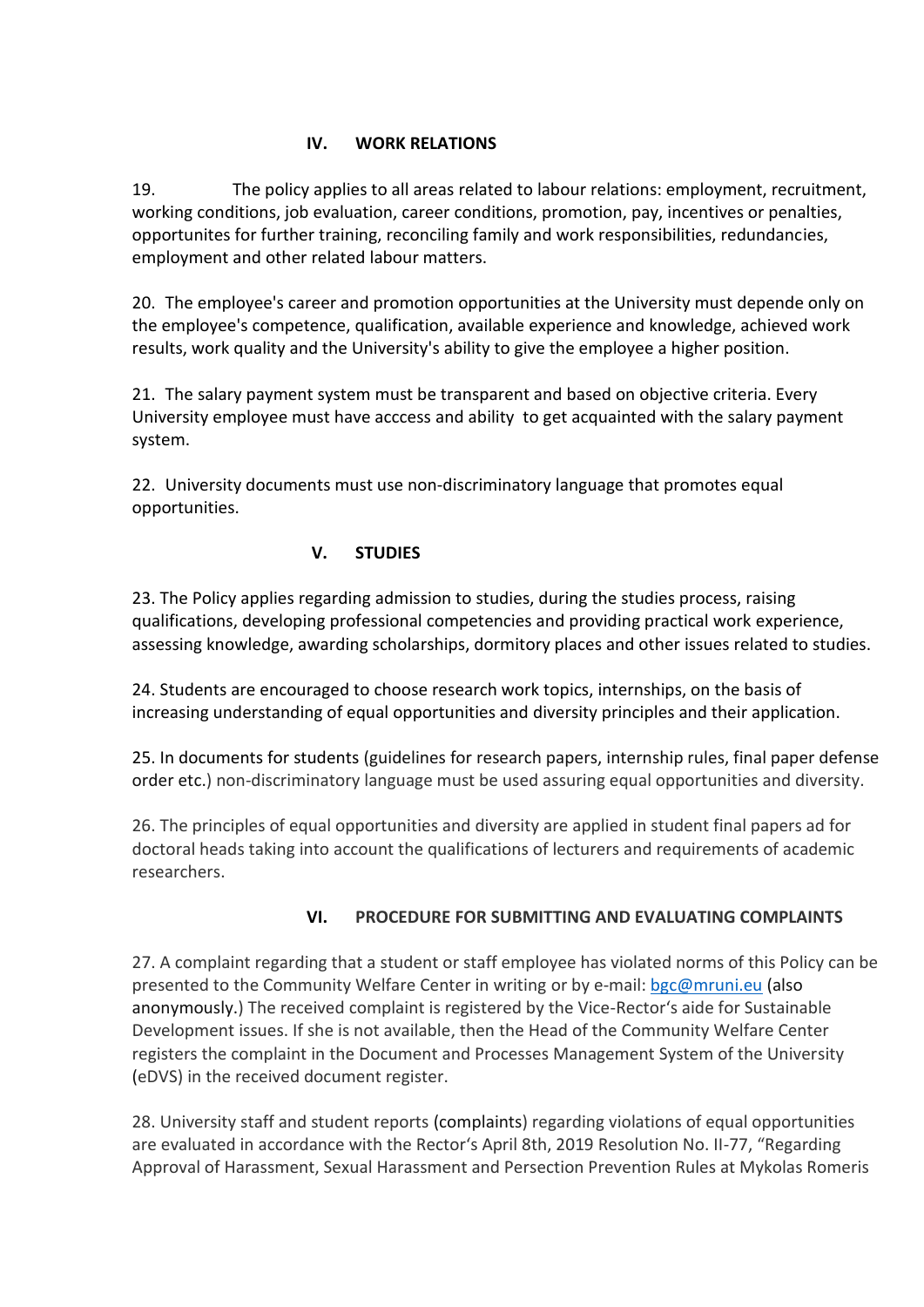## IV. WORK RELATIONS

19. The policy applies to all areas related to labour relations: employment, recruitment, working conditions, job evaluation, career conditions, promotion, pay, incentives or penalties, opportunites for further training, reconciling family and work responsibilities, redundancies, employment and other related labour matters.

20. The employee's career and promotion opportunities at the University must depende only on the employee's competence, qualification, available experience and knowledge, achieved work results, work quality and the University's ability to give the employee a higher position.

21. The salary payment system must be transparent and based on objective criteria. Every University employee must have acccess and ability to get acquainted with the salary payment system.

22. University documents must use non-discriminatory language that promotes equal opportunities.

## V. STUDIES

23. The Policy applies regarding admission to studies, during the studies process, raising qualifications, developing professional competencies and providing practical work experience, assessing knowledge, awarding scholarships, dormitory places and other issues related to studies.

24. Students are encouraged to choose research work topics, internships, on the basis of increasing understanding of equal opportunities and diversity principles and their application.

25. In documents for students (guidelines for research papers, internship rules, final paper defense order etc.) non-discriminatory language must be used assuring equal opportunities and diversity.

26. The principles of equal opportunities and diversity are applied in student final papers ad for doctoral heads taking into account the qualifications of lecturers and requirements of academic researchers.

## VI. PROCEDURE FOR SUBMITTING AND EVALUATING COMPLAINTS

27. A complaint regarding that a student or staff employee has violated norms of this Policy can be presented to the Community Welfare Center in writing or by e-mail: bgc@mruni.eu (also anonymously.) The received complaint is registered by the Vice-Rector's aide for Sustainable Development issues. If she is not available, then the Head of the Community Welfare Center registers the complaint in the Document and Processes Management System of the University (eDVS) in the received document register.

28. University staff and student reports (complaints) regarding violations of equal opportunities are evaluated in accordance with the Rector's April 8th, 2019 Resolution No. II-77, "Regarding Approval of Harassment, Sexual Harassment and Persection Prevention Rules at Mykolas Romeris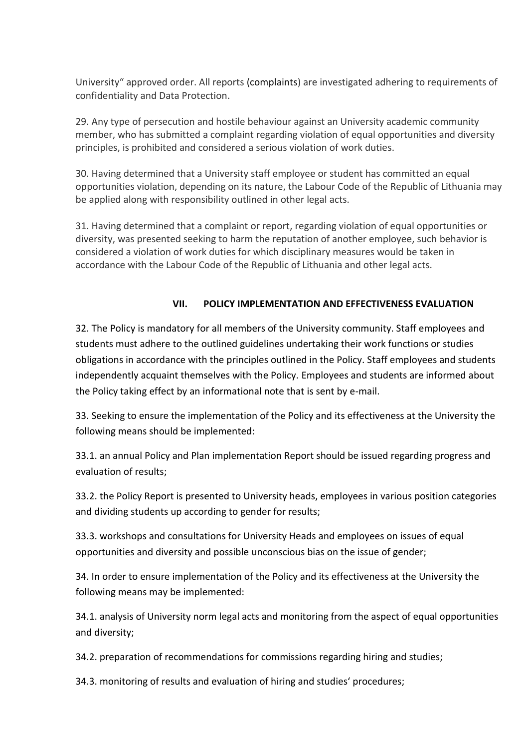University“ approved order. All reports (complaints) are investigated adhering to requirements of confidentiality and Data Protection.

29. Any type of persecution and hostile behaviour against an University academic community member, who has submitted a complaint regarding violation of equal opportunities and diversity principles, is prohibited and considered a serious violation of work duties.

30. Having determined that a University staff employee or student has committed an equal opportunities violation, depending on its nature, the Labour Code of the Republic of Lithuania may be applied along with responsibility outlined in other legal acts.

31. Having determined that a complaint or report, regarding violation of equal opportunities or diversity, was presented seeking to harm the reputation of another employee, such behavior is considered a violation of work duties for which disciplinary measures would be taken in accordance with the Labour Code of the Republic of Lithuania and other legal acts.

## VII. POLICY IMPLEMENTATION AND EFFECTIVENESS EVALUATION

32. The Policy is mandatory for all members of the University community. Staff employees and students must adhere to the outlined guidelines undertaking their work functions or studies obligations in accordance with the principles outlined in the Policy. Staff employees and students independently acquaint themselves with the Policy. Employees and students are informed about the Policy taking effect by an informational note that is sent by e-mail.

33. Seeking to ensure the implementation of the Policy and its effectiveness at the University the following means should be implemented:

33.1. an annual Policy and Plan implementation Report should be issued regarding progress and evaluation of results;

33.2. the Policy Report is presented to University heads, employees in various position categories and dividing students up according to gender for results;

33.3. workshops and consultations for University Heads and employees on issues of equal opportunities and diversity and possible unconscious bias on the issue of gender;

34. In order to ensure implementation of the Policy and its effectiveness at the University the following means may be implemented:

34.1. analysis of University norm legal acts and monitoring from the aspect of equal opportunities and diversity;

34.2. preparation of recommendations for commissions regarding hiring and studies;

34.3. monitoring of results and evaluation of hiring and studies‘ procedures;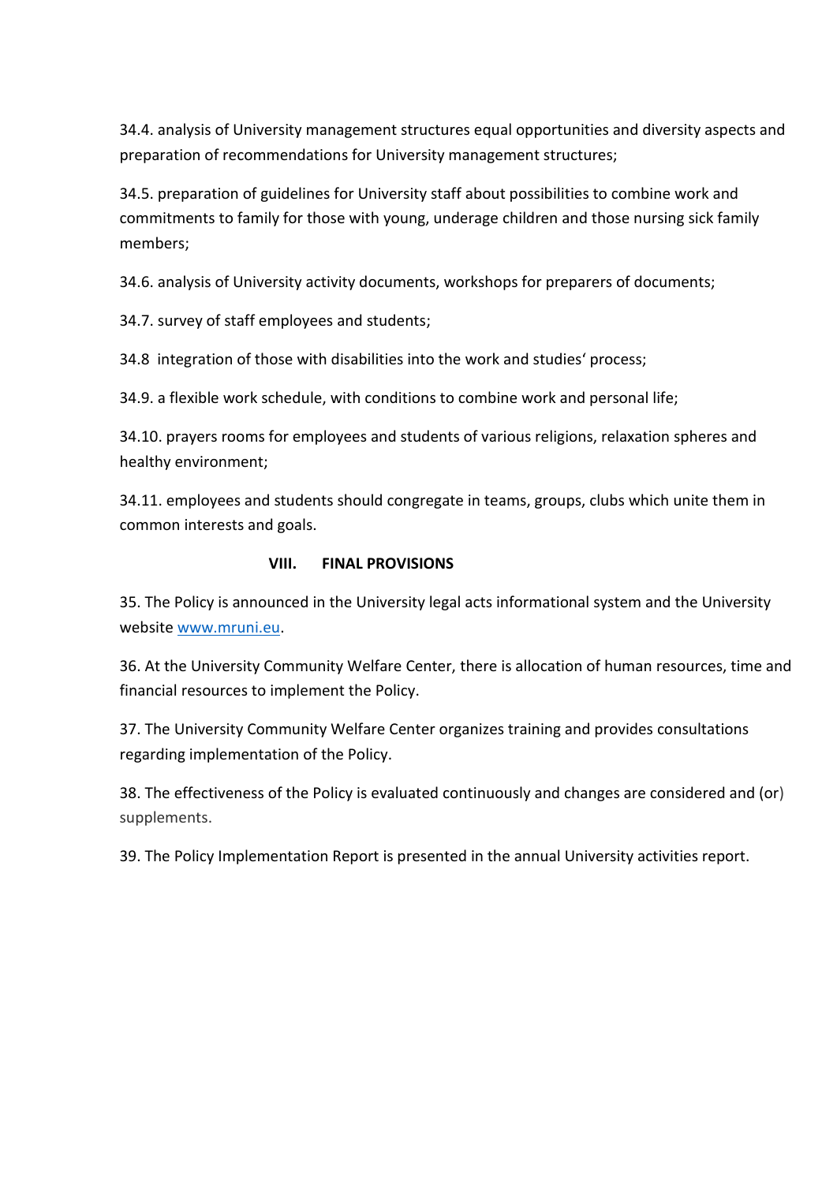34.4. analysis of University management structures equal opportunities and diversity aspects and preparation of recommendations for University management structures;

34.5. preparation of guidelines for University staff about possibilities to combine work and commitments to family for those with young, underage children and those nursing sick family members;

34.6. analysis of University activity documents, workshops for preparers of documents;

34.7. survey of staff employees and students;

34.8  integration of those with disabilities into the work and studies' process;

34.9. a flexible work schedule, with conditions to combine work and personal life;

34.10. prayers rooms for employees and students of various religions, relaxation spheres and healthy environment;

34.11. employees and students should congregate in teams, groups, clubs which unite them in common interests and goals.

## VIII. FINAL PROVISIONS

35. The Policy is announced in the University legal acts informational system and the University website www.mruni.eu.

36. At the University Community Welfare Center, there is allocation of human resources, time and financial resources to implement the Policy.

37. The University Community Welfare Center organizes training and provides consultations regarding implementation of the Policy.

38. The effectiveness of the Policy is evaluated continuously and changes are considered and (or) supplements.

39. The Policy Implementation Report is presented in the annual University activities report.